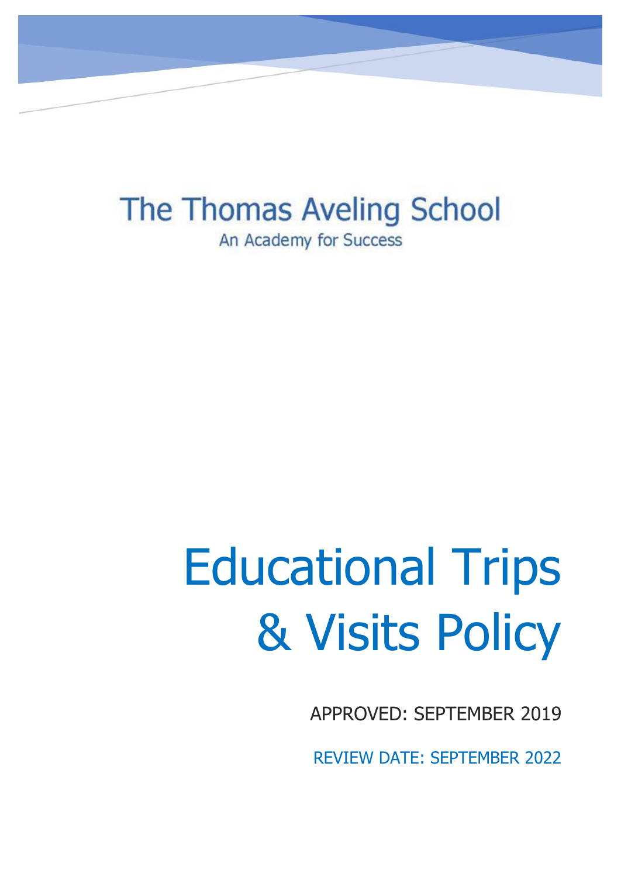The Thomas Aveling School

An Academy for Success

# Educational Trips & Visits Policy

APPROVED: SEPTEMBER 2019

REVIEW DATE: SEPTEMBER 2022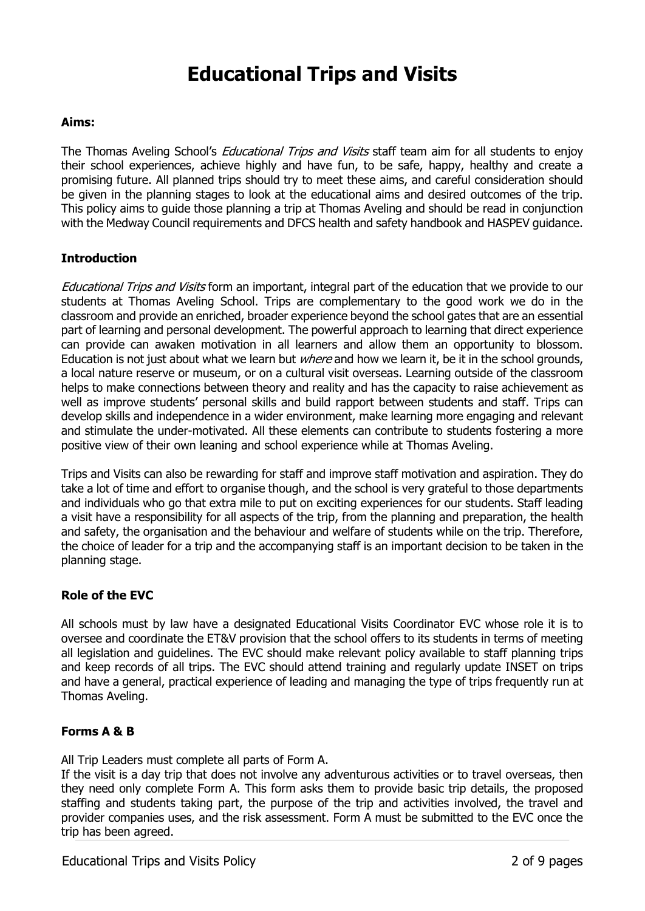# Educational Trips and Visits

**Aims:**

The Thomas Aveling School's *Educational Trips and Visits* staff team aim for all students to enjoy their school experiences, achieve highly and have fun, to be safe, happy, healthy and create a promising future. All planned trips should try to meet these aims, and careful consideration should be given in the planning stages to look at the educational aims and desired outcomes of the trip. This policy aims to guide those planning a trip at Thomas Aveling and should be read in conjunction with the Medway Council requirements and DFCS health and safety handbook and HASPEV guidance.

**Introduction**

*Educational Trips and Visits* form an important, integral part of the education that we provide to our students at Thomas Aveling School. Trips are complementary to the good work we do in the classroom and provide an enriched, broader experience beyond the school gates that are an essential part of learning and personal development. The powerful approach to learning that direct experience can provide can awaken motivation in all learners and allow them an opportunity to blossom. Education is not just about what we learn but *where* and how we learn it, be it in the school grounds, a local nature reserve or museum, or on a cultural visit overseas. Learning outside of the classroom helps to make connections between theory and reality and has the capacity to raise achievement as well as improve students' personal skills and build rapport between students and staff. Trips can develop skills and independence in a wider environment, make learning more engaging and relevant and stimulate the under-motivated. All these elements can contribute to students fostering a more positive view of their own leaning and school experience while at Thomas Aveling.

Trips and Visits can also be rewarding for staff and improve staff motivation and aspiration. They do take a lot of time and effort to organise though, and the school is very grateful to those departments and individuals who go that extra mile to put on exciting experiences for our students. Staff leading a visit have a responsibility for all aspects of the trip, from the planning and preparation, the health and safety, the organisation and the behaviour and welfare of students while on the trip. Therefore, the choice of leader for a trip and the accompanying staff is an important decision to be taken in the planning stage.

**Role of the EVC**

All schools must by law have a designated Educational Visits Coordinator EVC whose role it is to oversee and coordinate the ET&V provision that the school offers to its students in terms of meeting all legislation and guidelines. The EVC should make relevant policy available to staff planning trips and keep records of all trips. The EVC should attend training and regularly update INSET on trips and have a general, practical experience of leading and managing the type of trips frequently run at Thomas Aveling.

**Forms A & B**

All Trip Leaders must complete all parts of Form A.

If the visit is a day trip that does not involve any adventurous activities or to travel overseas, then they need only complete Form A. This form asks them to provide basic trip details, the proposed staffing and students taking part, the purpose of the trip and activities involved, the travel and provider companies uses, and the risk assessment. Form A must be submitted to the EVC once the trip has been agreed.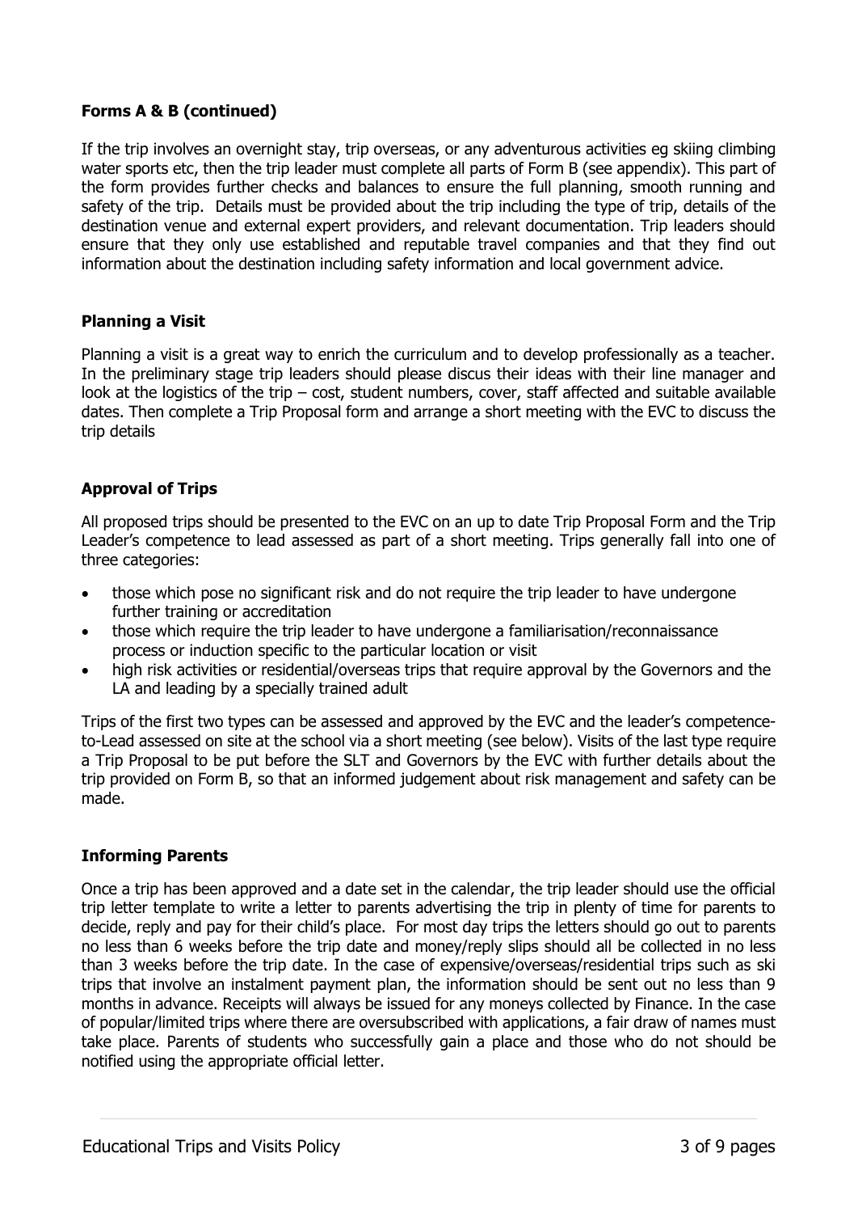**Forms A & B (continued)**

If the trip involves an overnight stay, trip overseas, or any adventurous activities eg skiing climbing water sports etc, then the trip leader must complete all parts of Form B (see appendix). This part of the form provides further checks and balances to ensure the full planning, smooth running and safety of the trip. Details must be provided about the trip including the type of trip, details of the destination venue and external expert providers, and relevant documentation. Trip leaders should ensure that they only use established and reputable travel companies and that they find out information about the destination including safety information and local government advice.

**Planning a Visit**

Planning a visit is a great way to enrich the curriculum and to develop professionally as a teacher. In the preliminary stage trip leaders should please discus their ideas with their line manager and look at the logistics of the trip – cost, student numbers, cover, staff affected and suitable available dates. Then complete a Trip Proposal form and arrange a short meeting with the EVC to discuss the trip details

**Approval of Trips**

All proposed trips should be presented to the EVC on an up to date Trip Proposal Form and the Trip Leader's competence to lead assessed as part of a short meeting. Trips generally fall into one of three categories:

- those which pose no significant risk and do not require the trip leader to have undergone further training or accreditation
- those which require the trip leader to have undergone a familiarisation/reconnaissance process or induction specific to the particular location or visit
- high risk activities or residential/overseas trips that require approval by the Governors and the LA and leading by a specially trained adult

Trips of the first two types can be assessed and approved by the EVC and the leader's competence-to-Lead assessed on site at the school via a short meeting (see below). Visits of the last type require a Trip Proposal to be put before the SLT and Governors by the EVC with further details about the trip provided on Form B, so that an informed judgement about risk management and safety can be made.

**Informing Parents**

Once a trip has been approved and a date set in the calendar, the trip leader should use the official trip letter template to write a letter to parents advertising the trip in plenty of time for parents to decide, reply and pay for their child's place. For most day trips the letters should go out to parents no less than 6 weeks before the trip date and money/reply slips should all be collected in no less than 3 weeks before the trip date. In the case of expensive/overseas/residential trips such as ski trips that involve an instalment payment plan, the information should be sent out no less than 9 months in advance. Receipts will always be issued for any moneys collected by Finance. In the case of popular/limited trips where there are oversubscribed with applications, a fair draw of names must take place. Parents of students who successfully gain a place and those who do not should be notified using the appropriate official letter.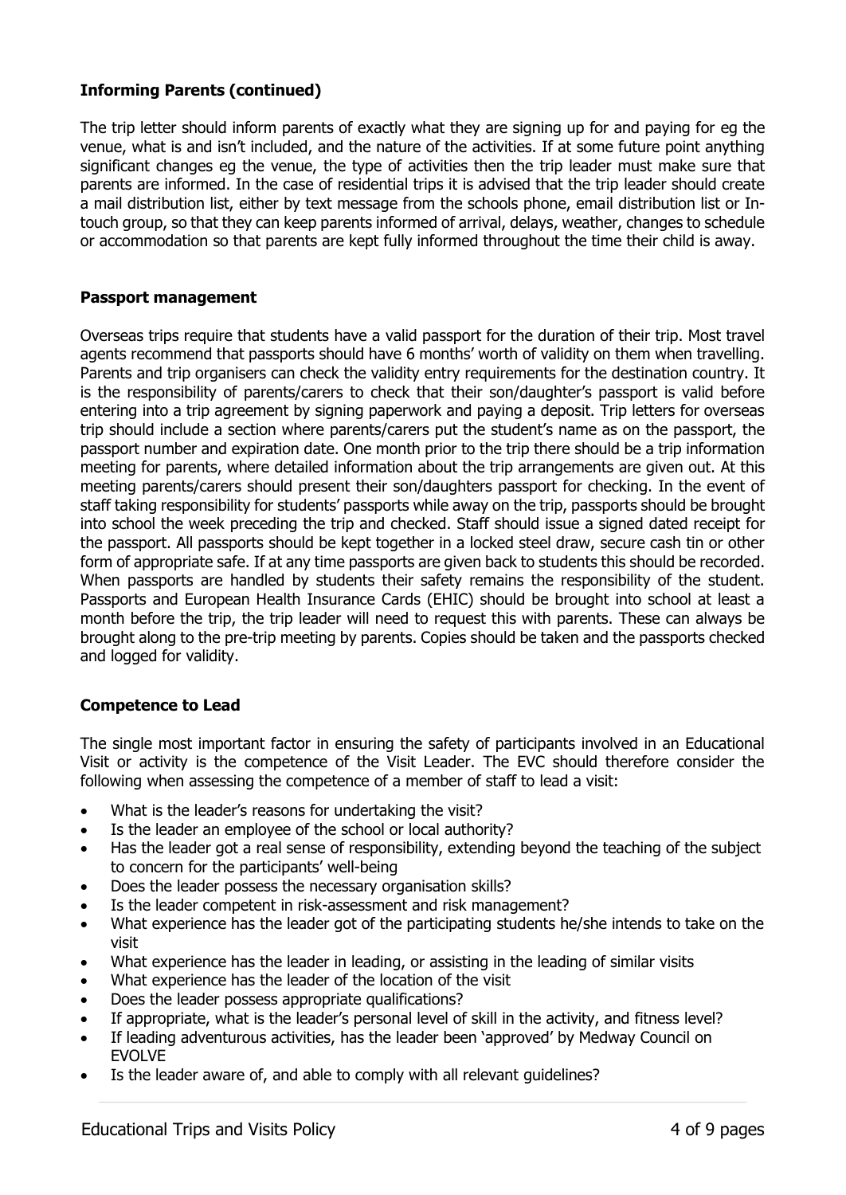## Informing Parents (continued)

The trip letter should inform parents of exactly what they are signing up for and paying for eg the venue, what is and isn't included, and the nature of the activities. If at some future point anything significant changes eg the venue, the type of activities then the trip leader must make sure that parents are informed. In the case of residential trips it is advised that the trip leader should create a mail distribution list, either by text message from the schools phone, email distribution list or In-touch group, so that they can keep parents informed of arrival, delays, weather, changes to schedule or accommodation so that parents are kept fully informed throughout the time their child is away.

## Passport management

Overseas trips require that students have a valid passport for the duration of their trip. Most travel agents recommend that passports should have 6 months' worth of validity on them when travelling. Parents and trip organisers can check the validity entry requirements for the destination country. It is the responsibility of parents/carers to check that their son/daughter's passport is valid before entering into a trip agreement by signing paperwork and paying a deposit. Trip letters for overseas trip should include a section where parents/carers put the student's name as on the passport, the passport number and expiration date. One month prior to the trip there should be a trip information meeting for parents, where detailed information about the trip arrangements are given out. At this meeting parents/carers should present their son/daughters passport for checking. In the event of staff taking responsibility for students' passports while away on the trip, passports should be brought into school the week preceding the trip and checked. Staff should issue a signed dated receipt for the passport. All passports should be kept together in a locked steel draw, secure cash tin or other form of appropriate safe. If at any time passports are given back to students this should be recorded. When passports are handled by students their safety remains the responsibility of the student. Passports and European Health Insurance Cards (EHIC) should be brought into school at least a month before the trip, the trip leader will need to request this with parents. These can always be brought along to the pre-trip meeting by parents. Copies should be taken and the passports checked and logged for validity.

## Competence to Lead

The single most important factor in ensuring the safety of participants involved in an Educational Visit or activity is the competence of the Visit Leader. The EVC should therefore consider the following when assessing the competence of a member of staff to lead a visit:

- What is the leader's reasons for undertaking the visit?
- Is the leader an employee of the school or local authority?
- Has the leader got a real sense of responsibility, extending beyond the teaching of the subject to concern for the participants' well-being
- Does the leader possess the necessary organisation skills?
- Is the leader competent in risk-assessment and risk management?
- What experience has the leader got of the participating students he/she intends to take on the visit
- What experience has the leader in leading, or assisting in the leading of similar visits
- What experience has the leader of the location of the visit
- Does the leader possess appropriate qualifications?
- If appropriate, what is the leader's personal level of skill in the activity, and fitness level?
- If leading adventurous activities, has the leader been 'approved' by Medway Council on EVOLVE
- Is the leader aware of, and able to comply with all relevant guidelines?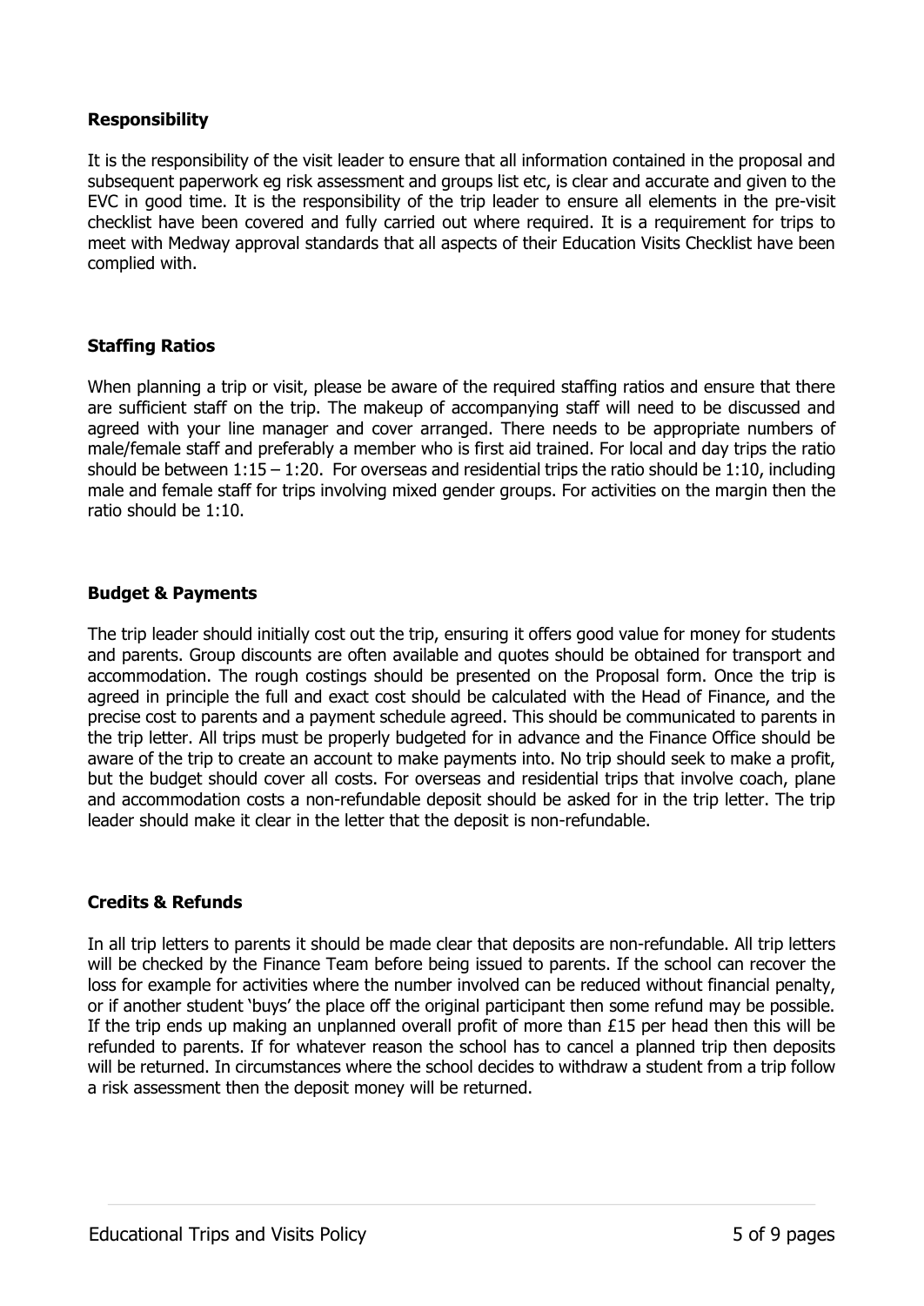**Responsibility**

It is the responsibility of the visit leader to ensure that all information contained in the proposal and subsequent paperwork eg risk assessment and groups list etc, is clear and accurate and given to the EVC in good time. It is the responsibility of the trip leader to ensure all elements in the pre-visit checklist have been covered and fully carried out where required. It is a requirement for trips to meet with Medway approval standards that all aspects of their Education Visits Checklist have been complied with.

**Staffing Ratios**

When planning a trip or visit, please be aware of the required staffing ratios and ensure that there are sufficient staff on the trip. The makeup of accompanying staff will need to be discussed and agreed with your line manager and cover arranged. There needs to be appropriate numbers of male/female staff and preferably a member who is first aid trained. For local and day trips the ratio should be between 1:15 – 1:20. For overseas and residential trips the ratio should be 1:10, including male and female staff for trips involving mixed gender groups. For activities on the margin then the ratio should be 1:10.

**Budget & Payments**

The trip leader should initially cost out the trip, ensuring it offers good value for money for students and parents. Group discounts are often available and quotes should be obtained for transport and accommodation. The rough costings should be presented on the Proposal form. Once the trip is agreed in principle the full and exact cost should be calculated with the Head of Finance, and the precise cost to parents and a payment schedule agreed. This should be communicated to parents in the trip letter. All trips must be properly budgeted for in advance and the Finance Office should be aware of the trip to create an account to make payments into. No trip should seek to make a profit, but the budget should cover all costs. For overseas and residential trips that involve coach, plane and accommodation costs a non-refundable deposit should be asked for in the trip letter. The trip leader should make it clear in the letter that the deposit is non-refundable.

**Credits & Refunds**

In all trip letters to parents it should be made clear that deposits are non-refundable. All trip letters will be checked by the Finance Team before being issued to parents. If the school can recover the loss for example for activities where the number involved can be reduced without financial penalty, or if another student 'buys' the place off the original participant then some refund may be possible. If the trip ends up making an unplanned overall profit of more than £15 per head then this will be refunded to parents. If for whatever reason the school has to cancel a planned trip then deposits will be returned. In circumstances where the school decides to withdraw a student from a trip follow a risk assessment then the deposit money will be returned.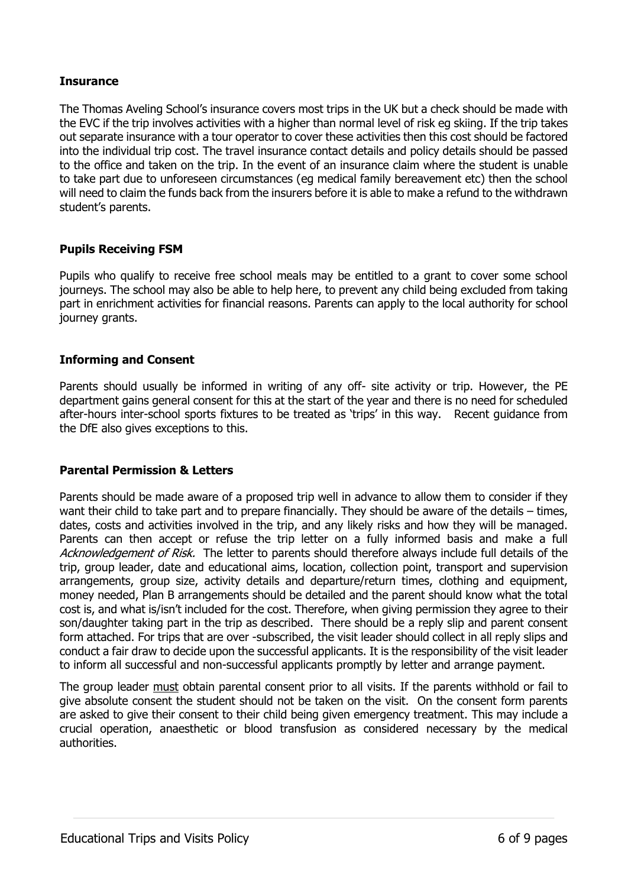**Insurance**

The Thomas Aveling School's insurance covers most trips in the UK but a check should be made with the EVC if the trip involves activities with a higher than normal level of risk eg skiing. If the trip takes out separate insurance with a tour operator to cover these activities then this cost should be factored into the individual trip cost. The travel insurance contact details and policy details should be passed to the office and taken on the trip. In the event of an insurance claim where the student is unable to take part due to unforeseen circumstances (eg medical family bereavement etc) then the school will need to claim the funds back from the insurers before it is able to make a refund to the withdrawn student's parents.

**Pupils Receiving FSM**

Pupils who qualify to receive free school meals may be entitled to a grant to cover some school journeys. The school may also be able to help here, to prevent any child being excluded from taking part in enrichment activities for financial reasons. Parents can apply to the local authority for school journey grants.

**Informing and Consent**

Parents should usually be informed in writing of any off- site activity or trip. However, the PE department gains general consent for this at the start of the year and there is no need for scheduled after-hours inter-school sports fixtures to be treated as 'trips' in this way. Recent guidance from the DfE also gives exceptions to this.

**Parental Permission & Letters**

Parents should be made aware of a proposed trip well in advance to allow them to consider if they want their child to take part and to prepare financially. They should be aware of the details – times, dates, costs and activities involved in the trip, and any likely risks and how they will be managed. Parents can then accept or refuse the trip letter on a fully informed basis and make a full *Acknowledgement of Risk.* The letter to parents should therefore always include full details of the trip, group leader, date and educational aims, location, collection point, transport and supervision arrangements, group size, activity details and departure/return times, clothing and equipment, money needed, Plan B arrangements should be detailed and the parent should know what the total cost is, and what is/isn't included for the cost. Therefore, when giving permission they agree to their son/daughter taking part in the trip as described. There should be a reply slip and parent consent form attached. For trips that are over -subscribed, the visit leader should collect in all reply slips and conduct a fair draw to decide upon the successful applicants. It is the responsibility of the visit leader to inform all successful and non-successful applicants promptly by letter and arrange payment.

The group leader must obtain parental consent prior to all visits. If the parents withhold or fail to give absolute consent the student should not be taken on the visit. On the consent form parents are asked to give their consent to their child being given emergency treatment. This may include a crucial operation, anaesthetic or blood transfusion as considered necessary by the medical authorities.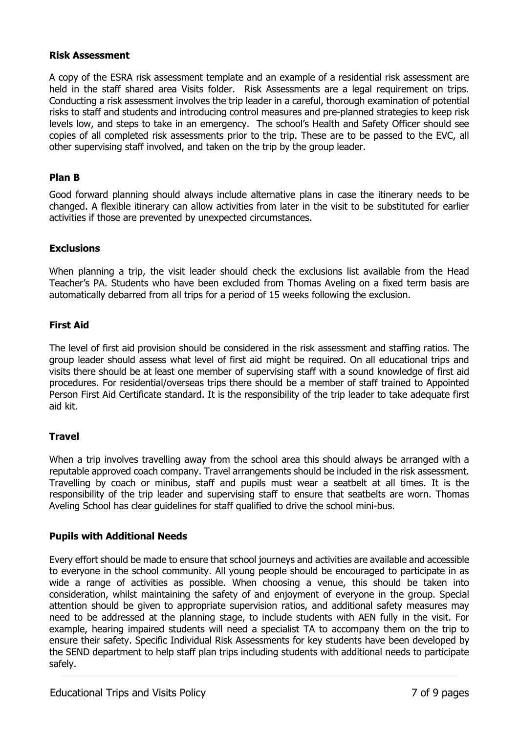**Risk Assessment**

A copy of the ESRA risk assessment template and an example of a residential risk assessment are held in the staff shared area Visits folder. Risk Assessments are a legal requirement on trips. Conducting a risk assessment involves the trip leader in a careful, thorough examination of potential risks to staff and students and introducing control measures and pre-planned strategies to keep risk levels low, and steps to take in an emergency. The school's Health and Safety Officer should see copies of all completed risk assessments prior to the trip. These are to be passed to the EVC, all other supervising staff involved, and taken on the trip by the group leader.

**Plan B**

Good forward planning should always include alternative plans in case the itinerary needs to be changed. A flexible itinerary can allow activities from later in the visit to be substituted for earlier activities if those are prevented by unexpected circumstances.

**Exclusions**

When planning a trip, the visit leader should check the exclusions list available from the Head Teacher's PA. Students who have been excluded from Thomas Aveling on a fixed term basis are automatically debarred from all trips for a period of 15 weeks following the exclusion.

**First Aid**

The level of first aid provision should be considered in the risk assessment and staffing ratios. The group leader should assess what level of first aid might be required. On all educational trips and visits there should be at least one member of supervising staff with a sound knowledge of first aid procedures. For residential/overseas trips there should be a member of staff trained to Appointed Person First Aid Certificate standard. It is the responsibility of the trip leader to take adequate first aid kit.

**Travel**

When a trip involves travelling away from the school area this should always be arranged with a reputable approved coach company. Travel arrangements should be included in the risk assessment. Travelling by coach or minibus, staff and pupils must wear a seatbelt at all times. It is the responsibility of the trip leader and supervising staff to ensure that seatbelts are worn. Thomas Aveling School has clear guidelines for staff qualified to drive the school mini-bus.

**Pupils with Additional Needs**

Every effort should be made to ensure that school journeys and activities are available and accessible to everyone in the school community. All young people should be encouraged to participate in as wide a range of activities as possible. When choosing a venue, this should be taken into consideration, whilst maintaining the safety of and enjoyment of everyone in the group. Special attention should be given to appropriate supervision ratios, and additional safety measures may need to be addressed at the planning stage, to include students with AEN fully in the visit. For example, hearing impaired students will need a specialist TA to accompany them on the trip to ensure their safety. Specific Individual Risk Assessments for key students have been developed by the SEND department to help staff plan trips including students with additional needs to participate safely.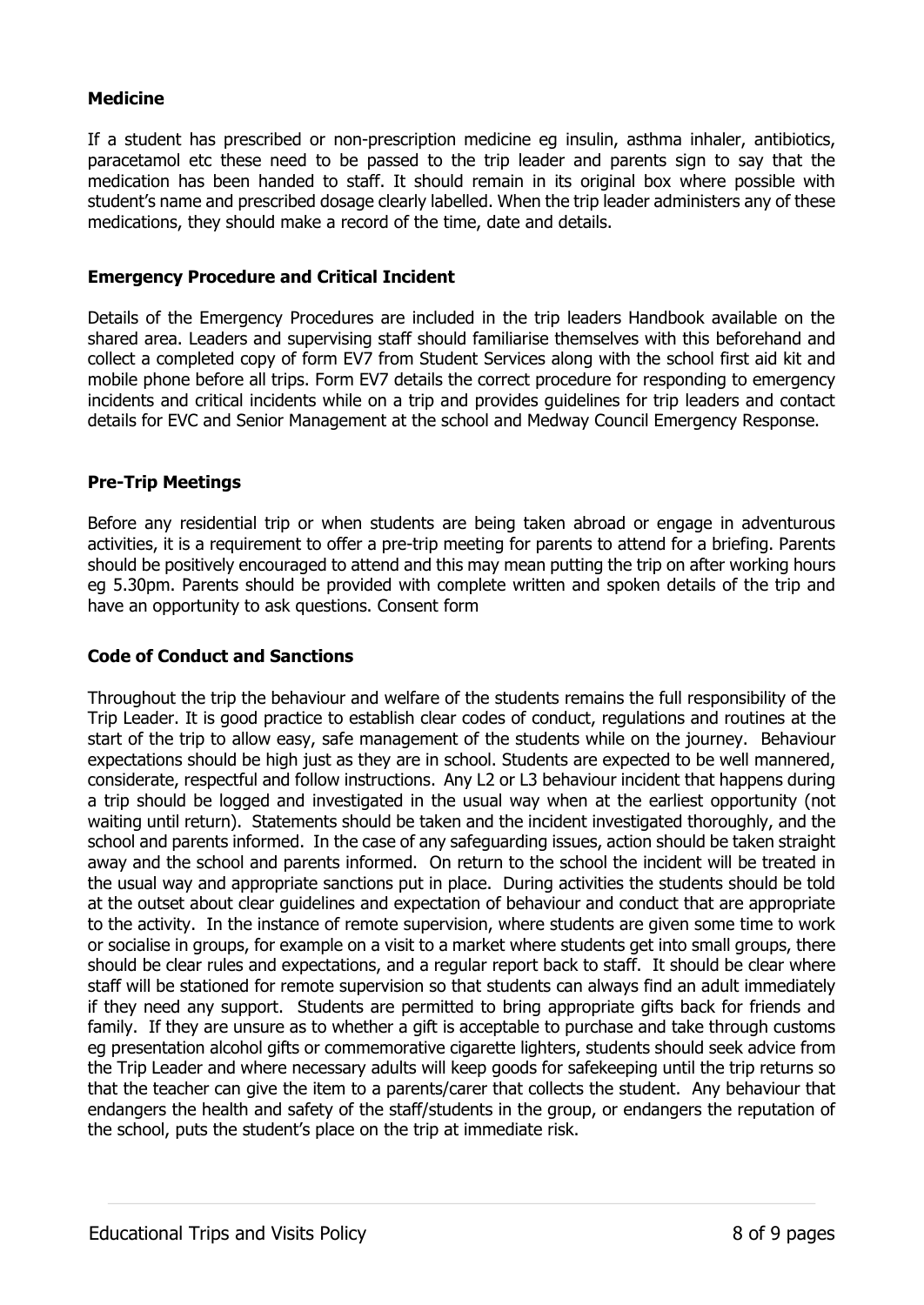**Medicine**

If a student has prescribed or non-prescription medicine eg insulin, asthma inhaler, antibiotics, paracetamol etc these need to be passed to the trip leader and parents sign to say that the medication has been handed to staff. It should remain in its original box where possible with student's name and prescribed dosage clearly labelled. When the trip leader administers any of these medications, they should make a record of the time, date and details.

**Emergency Procedure and Critical Incident**

Details of the Emergency Procedures are included in the trip leaders Handbook available on the shared area. Leaders and supervising staff should familiarise themselves with this beforehand and collect a completed copy of form EV7 from Student Services along with the school first aid kit and mobile phone before all trips. Form EV7 details the correct procedure for responding to emergency incidents and critical incidents while on a trip and provides guidelines for trip leaders and contact details for EVC and Senior Management at the school and Medway Council Emergency Response.

**Pre-Trip Meetings**

Before any residential trip or when students are being taken abroad or engage in adventurous activities, it is a requirement to offer a pre-trip meeting for parents to attend for a briefing. Parents should be positively encouraged to attend and this may mean putting the trip on after working hours eg 5.30pm. Parents should be provided with complete written and spoken details of the trip and have an opportunity to ask questions. Consent form

**Code of Conduct and Sanctions**

Throughout the trip the behaviour and welfare of the students remains the full responsibility of the Trip Leader. It is good practice to establish clear codes of conduct, regulations and routines at the start of the trip to allow easy, safe management of the students while on the journey. Behaviour expectations should be high just as they are in school. Students are expected to be well mannered, considerate, respectful and follow instructions. Any L2 or L3 behaviour incident that happens during a trip should be logged and investigated in the usual way when at the earliest opportunity (not waiting until return). Statements should be taken and the incident investigated thoroughly, and the school and parents informed. In the case of any safeguarding issues, action should be taken straight away and the school and parents informed. On return to the school the incident will be treated in the usual way and appropriate sanctions put in place. During activities the students should be told at the outset about clear guidelines and expectation of behaviour and conduct that are appropriate to the activity. In the instance of remote supervision, where students are given some time to work or socialise in groups, for example on a visit to a market where students get into small groups, there should be clear rules and expectations, and a regular report back to staff. It should be clear where staff will be stationed for remote supervision so that students can always find an adult immediately if they need any support. Students are permitted to bring appropriate gifts back for friends and family. If they are unsure as to whether a gift is acceptable to purchase and take through customs eg presentation alcohol gifts or commemorative cigarette lighters, students should seek advice from the Trip Leader and where necessary adults will keep goods for safekeeping until the trip returns so that the teacher can give the item to a parents/carer that collects the student. Any behaviour that endangers the health and safety of the staff/students in the group, or endangers the reputation of the school, puts the student's place on the trip at immediate risk.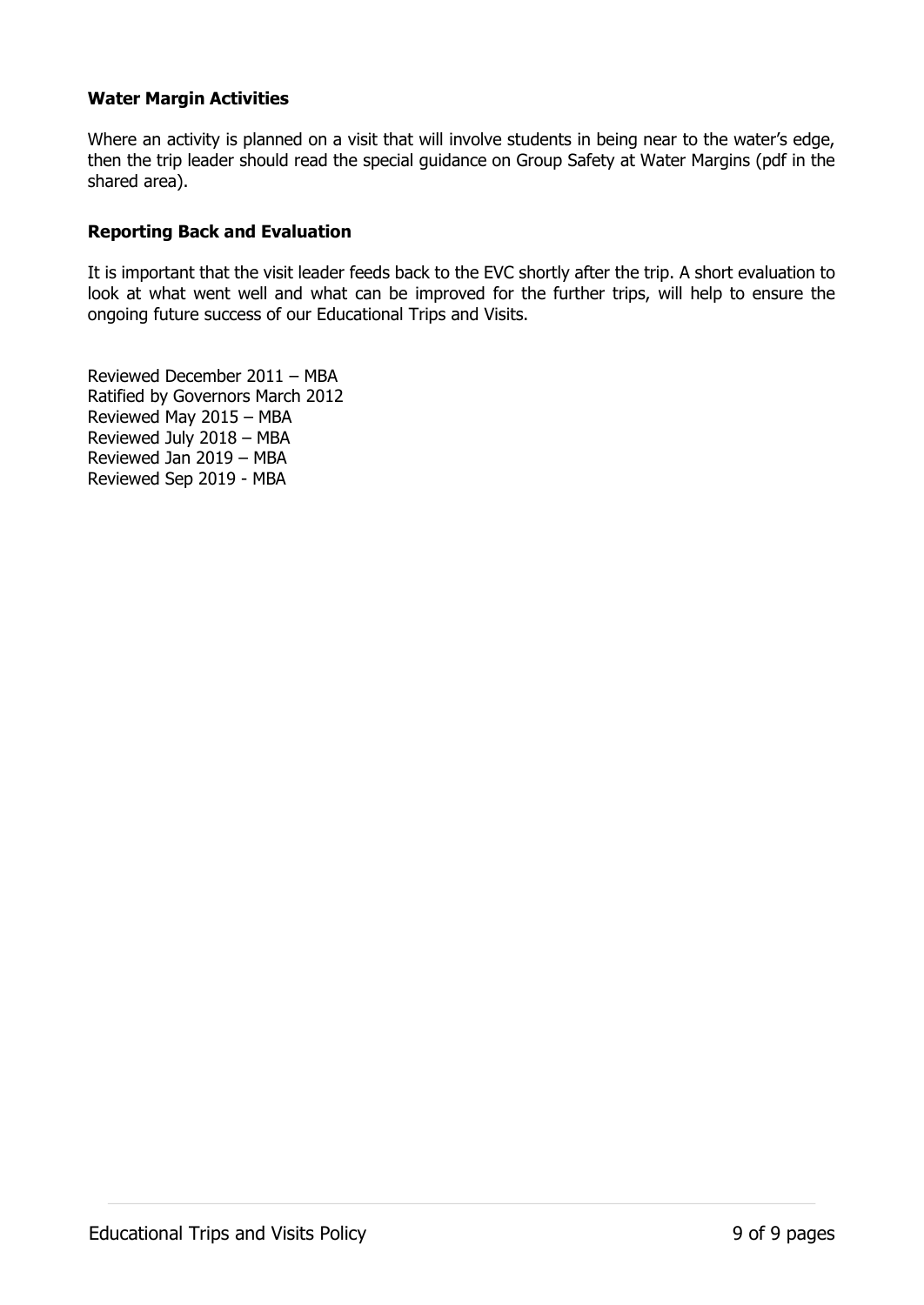**Water Margin Activities**

Where an activity is planned on a visit that will involve students in being near to the water's edge, then the trip leader should read the special guidance on Group Safety at Water Margins (pdf in the shared area).

**Reporting Back and Evaluation**

It is important that the visit leader feeds back to the EVC shortly after the trip. A short evaluation to look at what went well and what can be improved for the further trips, will help to ensure the ongoing future success of our Educational Trips and Visits.

Reviewed December 2011 – MBA
Ratified by Governors March 2012
Reviewed May 2015 – MBA
Reviewed July 2018 – MBA
Reviewed Jan 2019 – MBA
Reviewed Sep 2019 - MBA